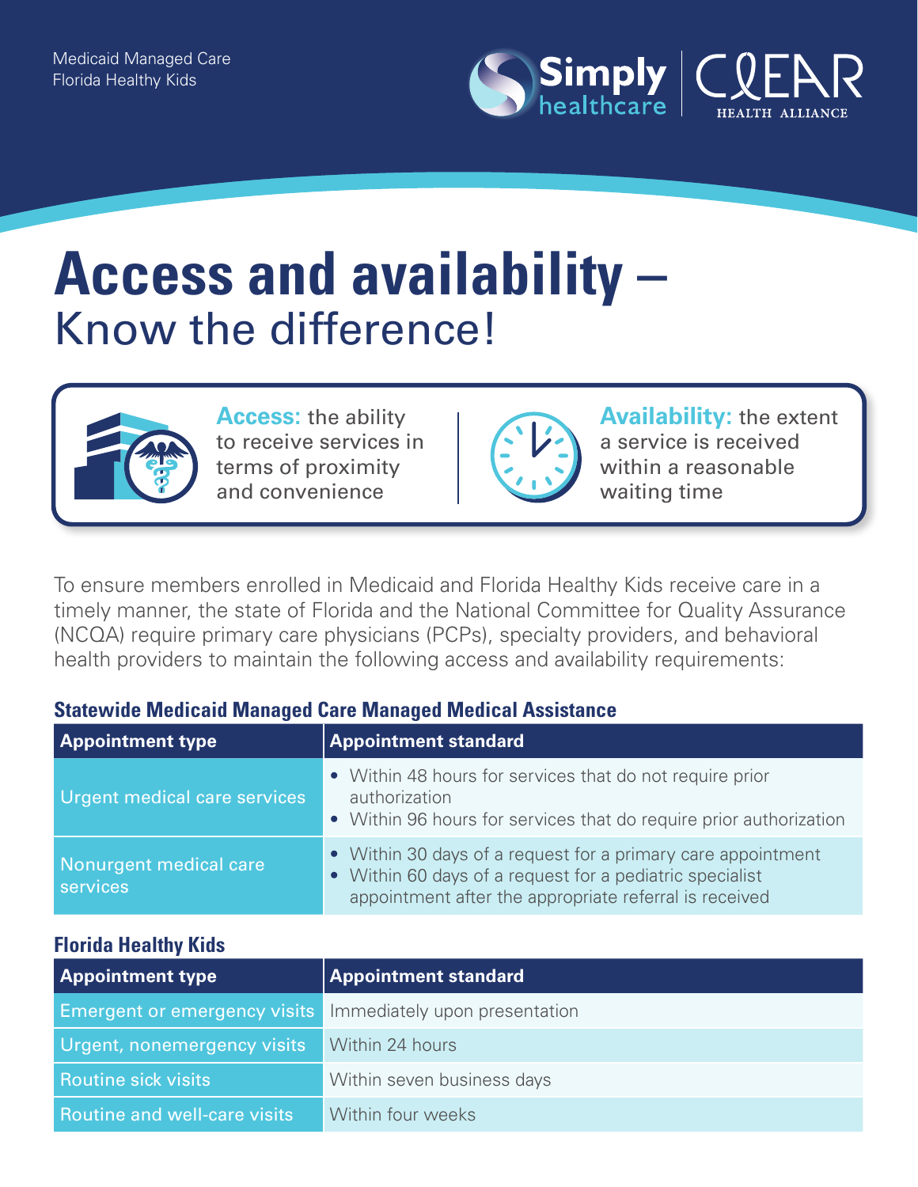Medicaid Managed Care
Florida Healthy Kids

Simply healthcare | CLEAR HEALTH ALLIANCE

# Access and availability – Know the difference!

**Access:** the ability to receive services in terms of proximity and convenience

**Availability:** the extent a service is received within a reasonable waiting time

To ensure members enrolled in Medicaid and Florida Healthy Kids receive care in a timely manner, the state of Florida and the National Committee for Quality Assurance (NCQA) require primary care physicians (PCPs), specialty providers, and behavioral health providers to maintain the following access and availability requirements:

### Statewide Medicaid Managed Care Managed Medical Assistance

| Appointment type | Appointment standard |
|---|---|
| Urgent medical care services | • Within 48 hours for services that do not require prior authorization<br>• Within 96 hours for services that do require prior authorization |
| Nonurgent medical care services | • Within 30 days of a request for a primary care appointment<br>• Within 60 days of a request for a pediatric specialist appointment after the appropriate referral is received |

### Florida Healthy Kids

| Appointment type | Appointment standard |
|---|---|
| Emergent or emergency visits | Immediately upon presentation |
| Urgent, nonemergency visits | Within 24 hours |
| Routine sick visits | Within seven business days |
| Routine and well-care visits | Within four weeks |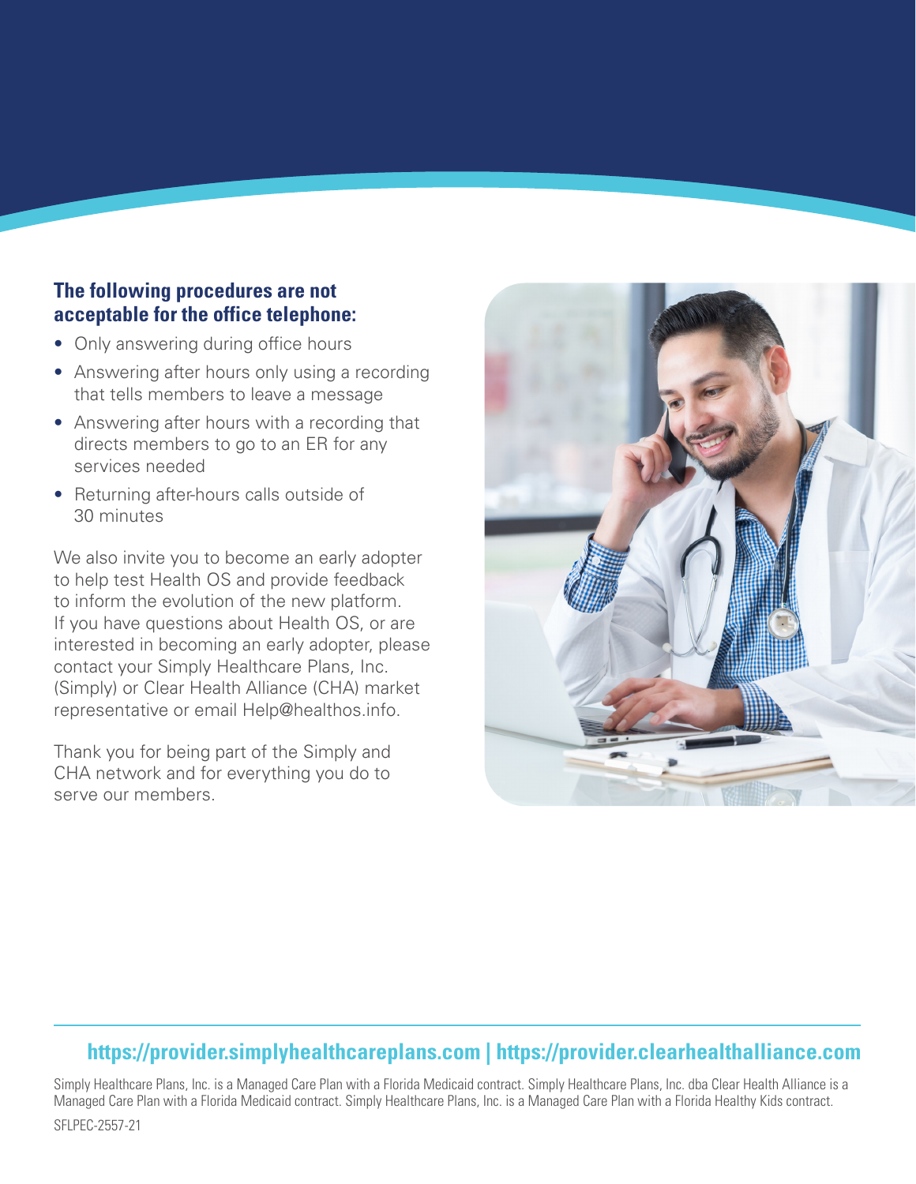**The following procedures are not acceptable for the office telephone:**

- Only answering during office hours
- Answering after hours only using a recording that tells members to leave a message
- Answering after hours with a recording that directs members to go to an ER for any services needed
- Returning after-hours calls outside of 30 minutes

We also invite you to become an early adopter to help test Health OS and provide feedback to inform the evolution of the new platform. If you have questions about Health OS, or are interested in becoming an early adopter, please contact your Simply Healthcare Plans, Inc. (Simply) or Clear Health Alliance (CHA) market representative or email Help@healthos.info.

Thank you for being part of the Simply and CHA network and for everything you do to serve our members.

**https://provider.simplyhealthcareplans.com | https://provider.clearhealthalliance.com**

Simply Healthcare Plans, Inc. is a Managed Care Plan with a Florida Medicaid contract. Simply Healthcare Plans, Inc. dba Clear Health Alliance is a Managed Care Plan with a Florida Medicaid contract. Simply Healthcare Plans, Inc. is a Managed Care Plan with a Florida Healthy Kids contract.

SFLPEC-2557-21